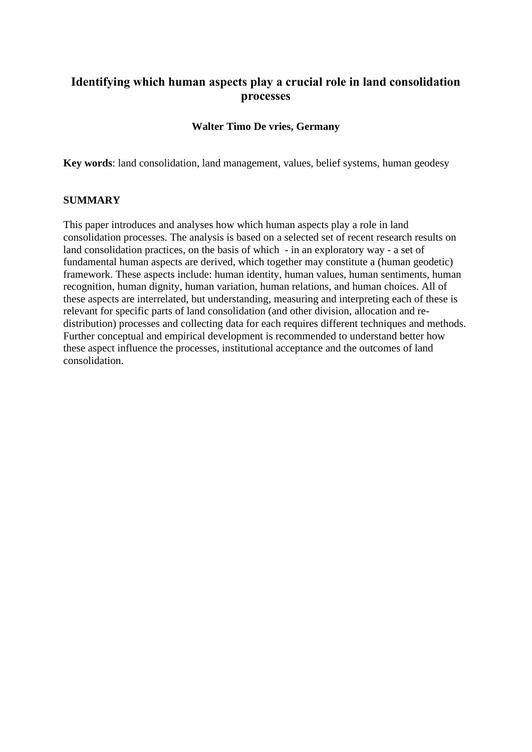# Identifying which human aspects play a crucial role in land consolidation processes

**Walter Timo De vries, Germany**

**Key words**: land consolidation, land management, values, belief systems, human geodesy

## SUMMARY

This paper introduces and analyses how which human aspects play a role in land consolidation processes. The analysis is based on a selected set of recent research results on land consolidation practices, on the basis of which - in an exploratory way - a set of fundamental human aspects are derived, which together may constitute a (human geodetic) framework. These aspects include: human identity, human values, human sentiments, human recognition, human dignity, human variation, human relations, and human choices. All of these aspects are interrelated, but understanding, measuring and interpreting each of these is relevant for specific parts of land consolidation (and other division, allocation and re-distribution) processes and collecting data for each requires different techniques and methods. Further conceptual and empirical development is recommended to understand better how these aspect influence the processes, institutional acceptance and the outcomes of land consolidation.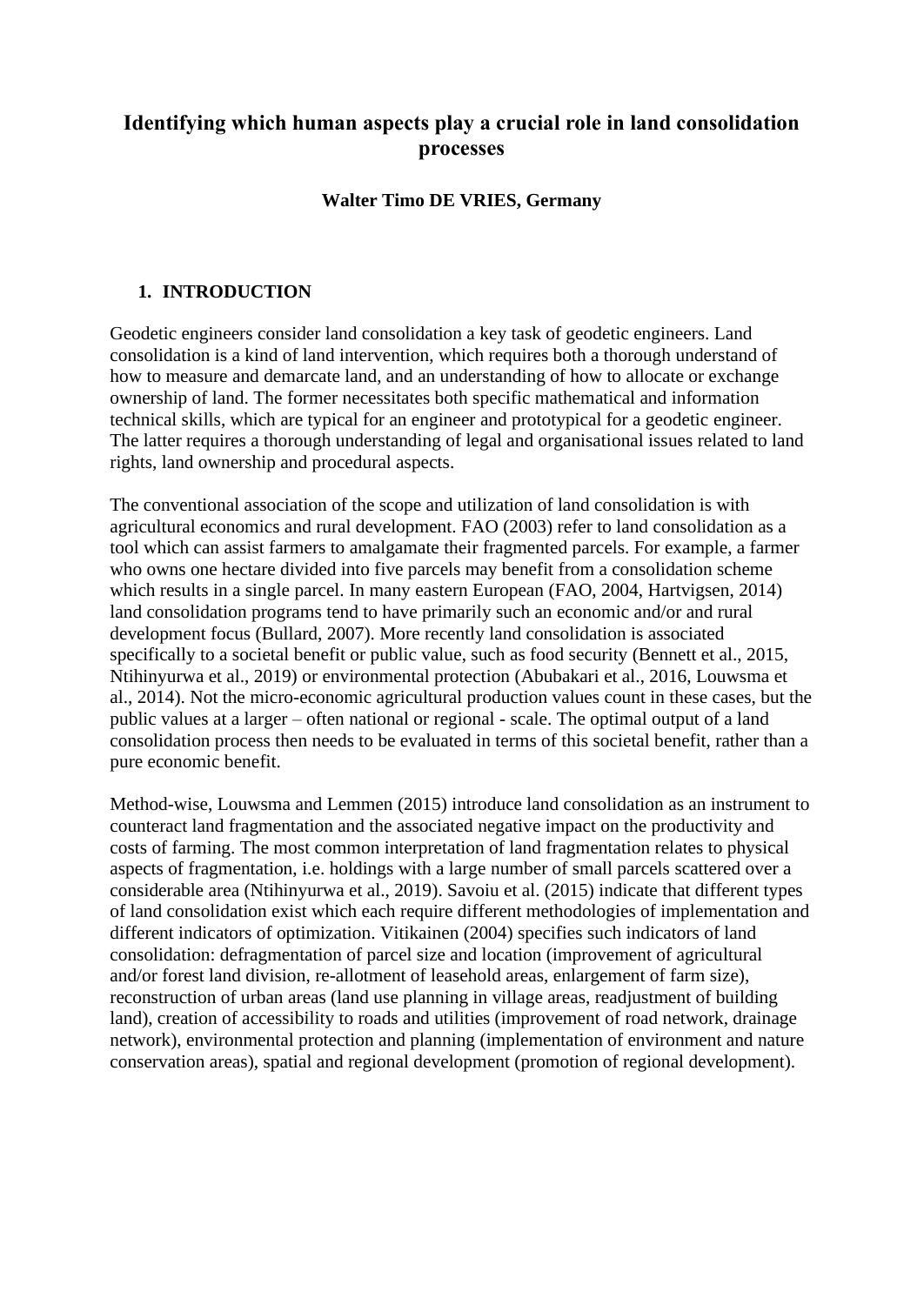# Identifying which human aspects play a crucial role in land consolidation processes

**Walter Timo DE VRIES, Germany**

## 1. INTRODUCTION

Geodetic engineers consider land consolidation a key task of geodetic engineers. Land consolidation is a kind of land intervention, which requires both a thorough understand of how to measure and demarcate land, and an understanding of how to allocate or exchange ownership of land. The former necessitates both specific mathematical and information technical skills, which are typical for an engineer and prototypical for a geodetic engineer. The latter requires a thorough understanding of legal and organisational issues related to land rights, land ownership and procedural aspects.

The conventional association of the scope and utilization of land consolidation is with agricultural economics and rural development. FAO (2003) refer to land consolidation as a tool which can assist farmers to amalgamate their fragmented parcels. For example, a farmer who owns one hectare divided into five parcels may benefit from a consolidation scheme which results in a single parcel. In many eastern European (FAO, 2004, Hartvigsen, 2014) land consolidation programs tend to have primarily such an economic and/or and rural development focus (Bullard, 2007). More recently land consolidation is associated specifically to a societal benefit or public value, such as food security (Bennett et al., 2015, Ntihinyurwa et al., 2019) or environmental protection (Abubakari et al., 2016, Louwsma et al., 2014). Not the micro-economic agricultural production values count in these cases, but the public values at a larger – often national or regional - scale. The optimal output of a land consolidation process then needs to be evaluated in terms of this societal benefit, rather than a pure economic benefit.

Method-wise, Louwsma and Lemmen (2015) introduce land consolidation as an instrument to counteract land fragmentation and the associated negative impact on the productivity and costs of farming. The most common interpretation of land fragmentation relates to physical aspects of fragmentation, i.e. holdings with a large number of small parcels scattered over a considerable area (Ntihinyurwa et al., 2019). Savoiu et al. (2015) indicate that different types of land consolidation exist which each require different methodologies of implementation and different indicators of optimization. Vitikainen (2004) specifies such indicators of land consolidation: defragmentation of parcel size and location (improvement of agricultural and/or forest land division, re-allotment of leasehold areas, enlargement of farm size), reconstruction of urban areas (land use planning in village areas, readjustment of building land), creation of accessibility to roads and utilities (improvement of road network, drainage network), environmental protection and planning (implementation of environment and nature conservation areas), spatial and regional development (promotion of regional development).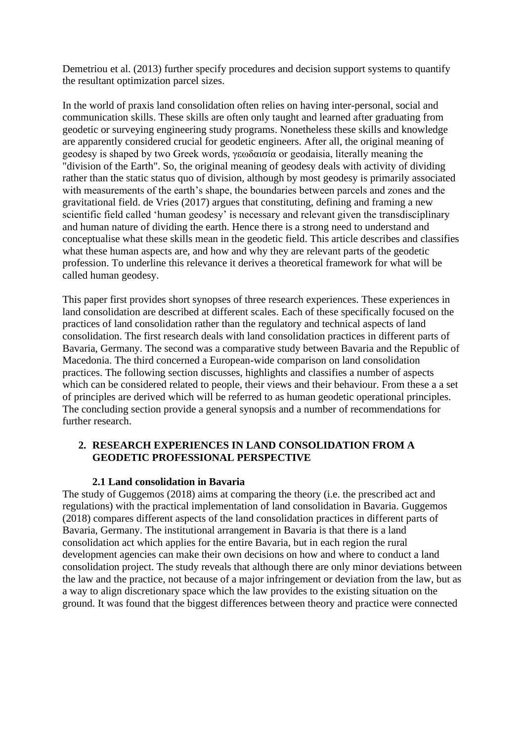Demetriou et al. (2013) further specify procedures and decision support systems to quantify the resultant optimization parcel sizes.

In the world of praxis land consolidation often relies on having inter-personal, social and communication skills. These skills are often only taught and learned after graduating from geodetic or surveying engineering study programs. Nonetheless these skills and knowledge are apparently considered crucial for geodetic engineers. After all, the original meaning of geodesy is shaped by two Greek words, γεωδαισία or geodaisia, literally meaning the "division of the Earth". So, the original meaning of geodesy deals with activity of dividing rather than the static status quo of division, although by most geodesy is primarily associated with measurements of the earth's shape, the boundaries between parcels and zones and the gravitational field. de Vries (2017) argues that constituting, defining and framing a new scientific field called 'human geodesy' is necessary and relevant given the transdisciplinary and human nature of dividing the earth. Hence there is a strong need to understand and conceptualise what these skills mean in the geodetic field. This article describes and classifies what these human aspects are, and how and why they are relevant parts of the geodetic profession. To underline this relevance it derives a theoretical framework for what will be called human geodesy.

This paper first provides short synopses of three research experiences. These experiences in land consolidation are described at different scales. Each of these specifically focused on the practices of land consolidation rather than the regulatory and technical aspects of land consolidation. The first research deals with land consolidation practices in different parts of Bavaria, Germany. The second was a comparative study between Bavaria and the Republic of Macedonia. The third concerned a European-wide comparison on land consolidation practices. The following section discusses, highlights and classifies a number of aspects which can be considered related to people, their views and their behaviour. From these a a set of principles are derived which will be referred to as human geodetic operational principles. The concluding section provide a general synopsis and a number of recommendations for further research.

## 2. RESEARCH EXPERIENCES IN LAND CONSOLIDATION FROM A GEODETIC PROFESSIONAL PERSPECTIVE

### 2.1 Land consolidation in Bavaria

The study of Guggemos (2018) aims at comparing the theory (i.e. the prescribed act and regulations) with the practical implementation of land consolidation in Bavaria. Guggemos (2018) compares different aspects of the land consolidation practices in different parts of Bavaria, Germany. The institutional arrangement in Bavaria is that there is a land consolidation act which applies for the entire Bavaria, but in each region the rural development agencies can make their own decisions on how and where to conduct a land consolidation project. The study reveals that although there are only minor deviations between the law and the practice, not because of a major infringement or deviation from the law, but as a way to align discretionary space which the law provides to the existing situation on the ground. It was found that the biggest differences between theory and practice were connected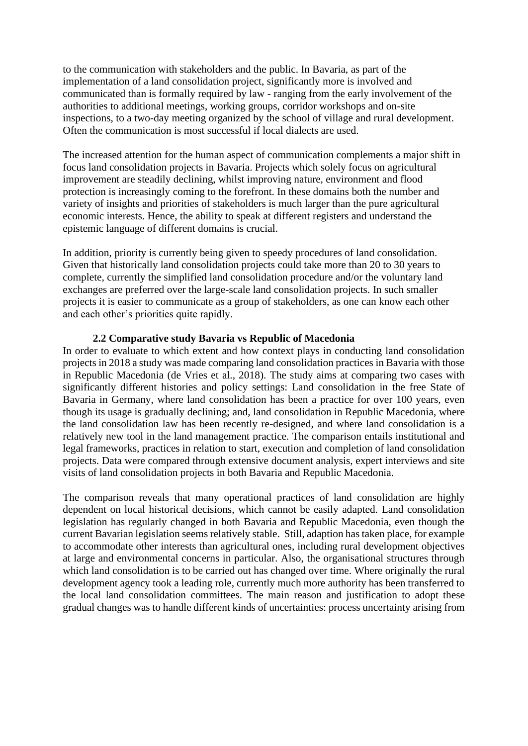to the communication with stakeholders and the public. In Bavaria, as part of the implementation of a land consolidation project, significantly more is involved and communicated than is formally required by law - ranging from the early involvement of the authorities to additional meetings, working groups, corridor workshops and on-site inspections, to a two-day meeting organized by the school of village and rural development. Often the communication is most successful if local dialects are used.

The increased attention for the human aspect of communication complements a major shift in focus land consolidation projects in Bavaria. Projects which solely focus on agricultural improvement are steadily declining, whilst improving nature, environment and flood protection is increasingly coming to the forefront. In these domains both the number and variety of insights and priorities of stakeholders is much larger than the pure agricultural economic interests. Hence, the ability to speak at different registers and understand the epistemic language of different domains is crucial.

In addition, priority is currently being given to speedy procedures of land consolidation. Given that historically land consolidation projects could take more than 20 to 30 years to complete, currently the simplified land consolidation procedure and/or the voluntary land exchanges are preferred over the large-scale land consolidation projects. In such smaller projects it is easier to communicate as a group of stakeholders, as one can know each other and each other's priorities quite rapidly.

### 2.2 Comparative study Bavaria vs Republic of Macedonia

In order to evaluate to which extent and how context plays in conducting land consolidation projects in 2018 a study was made comparing land consolidation practices in Bavaria with those in Republic Macedonia (de Vries et al., 2018). The study aims at comparing two cases with significantly different histories and policy settings: Land consolidation in the free State of Bavaria in Germany, where land consolidation has been a practice for over 100 years, even though its usage is gradually declining; and, land consolidation in Republic Macedonia, where the land consolidation law has been recently re-designed, and where land consolidation is a relatively new tool in the land management practice. The comparison entails institutional and legal frameworks, practices in relation to start, execution and completion of land consolidation projects. Data were compared through extensive document analysis, expert interviews and site visits of land consolidation projects in both Bavaria and Republic Macedonia.

The comparison reveals that many operational practices of land consolidation are highly dependent on local historical decisions, which cannot be easily adapted. Land consolidation legislation has regularly changed in both Bavaria and Republic Macedonia, even though the current Bavarian legislation seems relatively stable. Still, adaption has taken place, for example to accommodate other interests than agricultural ones, including rural development objectives at large and environmental concerns in particular. Also, the organisational structures through which land consolidation is to be carried out has changed over time. Where originally the rural development agency took a leading role, currently much more authority has been transferred to the local land consolidation committees. The main reason and justification to adopt these gradual changes was to handle different kinds of uncertainties: process uncertainty arising from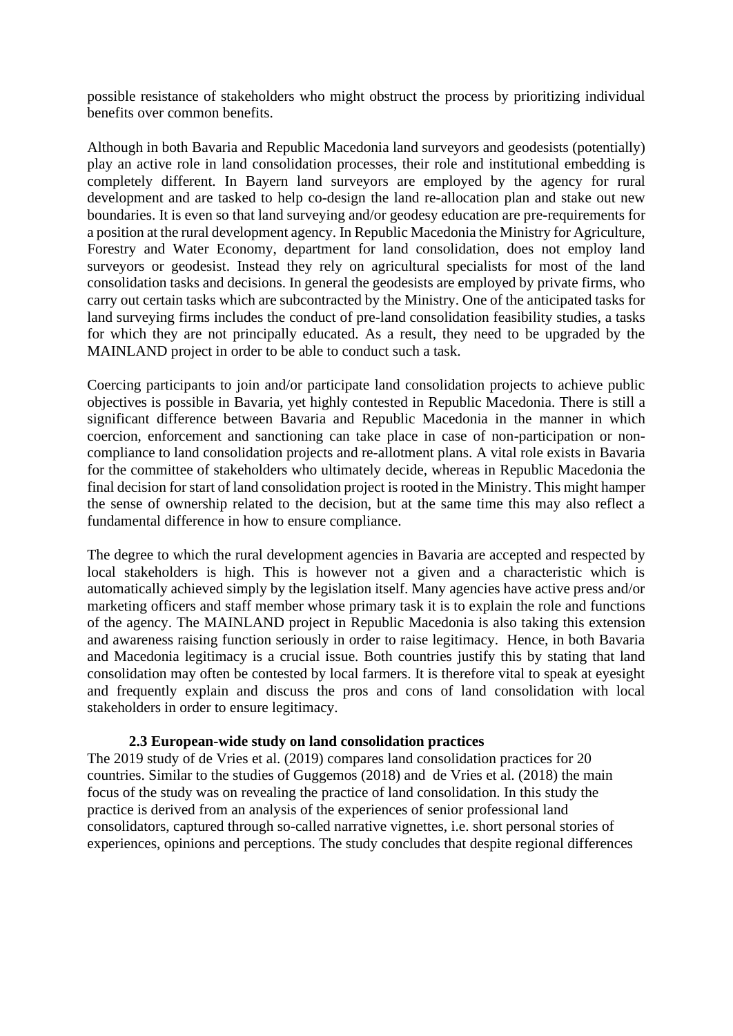possible resistance of stakeholders who might obstruct the process by prioritizing individual benefits over common benefits.

Although in both Bavaria and Republic Macedonia land surveyors and geodesists (potentially) play an active role in land consolidation processes, their role and institutional embedding is completely different. In Bayern land surveyors are employed by the agency for rural development and are tasked to help co-design the land re-allocation plan and stake out new boundaries. It is even so that land surveying and/or geodesy education are pre-requirements for a position at the rural development agency. In Republic Macedonia the Ministry for Agriculture, Forestry and Water Economy, department for land consolidation, does not employ land surveyors or geodesist. Instead they rely on agricultural specialists for most of the land consolidation tasks and decisions. In general the geodesists are employed by private firms, who carry out certain tasks which are subcontracted by the Ministry. One of the anticipated tasks for land surveying firms includes the conduct of pre-land consolidation feasibility studies, a tasks for which they are not principally educated. As a result, they need to be upgraded by the MAINLAND project in order to be able to conduct such a task.

Coercing participants to join and/or participate land consolidation projects to achieve public objectives is possible in Bavaria, yet highly contested in Republic Macedonia. There is still a significant difference between Bavaria and Republic Macedonia in the manner in which coercion, enforcement and sanctioning can take place in case of non-participation or non-compliance to land consolidation projects and re-allotment plans. A vital role exists in Bavaria for the committee of stakeholders who ultimately decide, whereas in Republic Macedonia the final decision for start of land consolidation project is rooted in the Ministry. This might hamper the sense of ownership related to the decision, but at the same time this may also reflect a fundamental difference in how to ensure compliance.

The degree to which the rural development agencies in Bavaria are accepted and respected by local stakeholders is high. This is however not a given and a characteristic which is automatically achieved simply by the legislation itself. Many agencies have active press and/or marketing officers and staff member whose primary task it is to explain the role and functions of the agency. The MAINLAND project in Republic Macedonia is also taking this extension and awareness raising function seriously in order to raise legitimacy. Hence, in both Bavaria and Macedonia legitimacy is a crucial issue. Both countries justify this by stating that land consolidation may often be contested by local farmers. It is therefore vital to speak at eyesight and frequently explain and discuss the pros and cons of land consolidation with local stakeholders in order to ensure legitimacy.

### 2.3 European-wide study on land consolidation practices

The 2019 study of de Vries et al. (2019) compares land consolidation practices for 20 countries. Similar to the studies of Guggemos (2018) and de Vries et al. (2018) the main focus of the study was on revealing the practice of land consolidation. In this study the practice is derived from an analysis of the experiences of senior professional land consolidators, captured through so-called narrative vignettes, i.e. short personal stories of experiences, opinions and perceptions. The study concludes that despite regional differences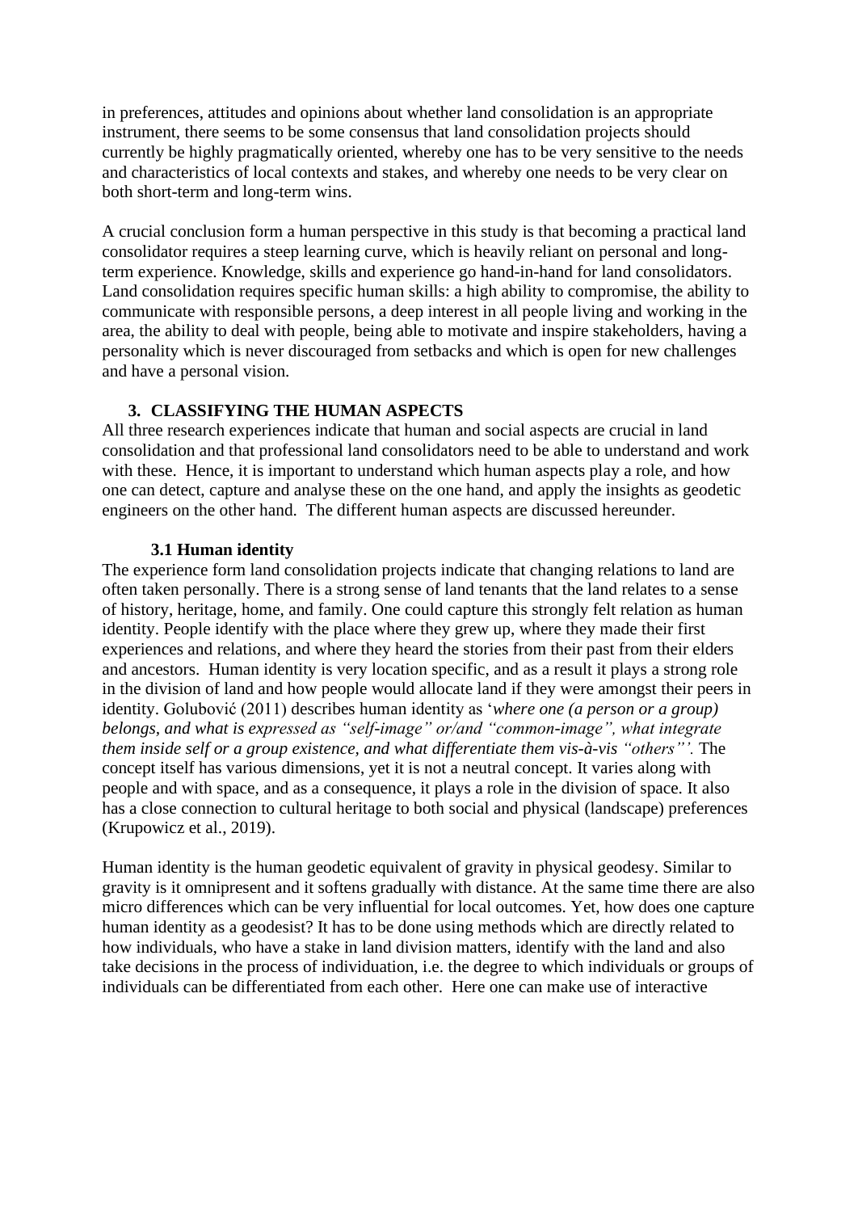in preferences, attitudes and opinions about whether land consolidation is an appropriate instrument, there seems to be some consensus that land consolidation projects should currently be highly pragmatically oriented, whereby one has to be very sensitive to the needs and characteristics of local contexts and stakes, and whereby one needs to be very clear on both short-term and long-term wins.

A crucial conclusion form a human perspective in this study is that becoming a practical land consolidator requires a steep learning curve, which is heavily reliant on personal and long-term experience. Knowledge, skills and experience go hand-in-hand for land consolidators. Land consolidation requires specific human skills: a high ability to compromise, the ability to communicate with responsible persons, a deep interest in all people living and working in the area, the ability to deal with people, being able to motivate and inspire stakeholders, having a personality which is never discouraged from setbacks and which is open for new challenges and have a personal vision.

## 3. CLASSIFYING THE HUMAN ASPECTS

All three research experiences indicate that human and social aspects are crucial in land consolidation and that professional land consolidators need to be able to understand and work with these. Hence, it is important to understand which human aspects play a role, and how one can detect, capture and analyse these on the one hand, and apply the insights as geodetic engineers on the other hand. The different human aspects are discussed hereunder.

### 3.1 Human identity

The experience form land consolidation projects indicate that changing relations to land are often taken personally. There is a strong sense of land tenants that the land relates to a sense of history, heritage, home, and family. One could capture this strongly felt relation as human identity. People identify with the place where they grew up, where they made their first experiences and relations, and where they heard the stories from their past from their elders and ancestors. Human identity is very location specific, and as a result it plays a strong role in the division of land and how people would allocate land if they were amongst their peers in identity. Golubović (2011) describes human identity as '*where one (a person or a group) belongs, and what is expressed as "self-image" or/and "common-image", what integrate them inside self or a group existence, and what differentiate them vis-à-vis "others"'.* The concept itself has various dimensions, yet it is not a neutral concept. It varies along with people and with space, and as a consequence, it plays a role in the division of space. It also has a close connection to cultural heritage to both social and physical (landscape) preferences (Krupowicz et al., 2019).

Human identity is the human geodetic equivalent of gravity in physical geodesy. Similar to gravity is it omnipresent and it softens gradually with distance. At the same time there are also micro differences which can be very influential for local outcomes. Yet, how does one capture human identity as a geodesist? It has to be done using methods which are directly related to how individuals, who have a stake in land division matters, identify with the land and also take decisions in the process of individuation, i.e. the degree to which individuals or groups of individuals can be differentiated from each other. Here one can make use of interactive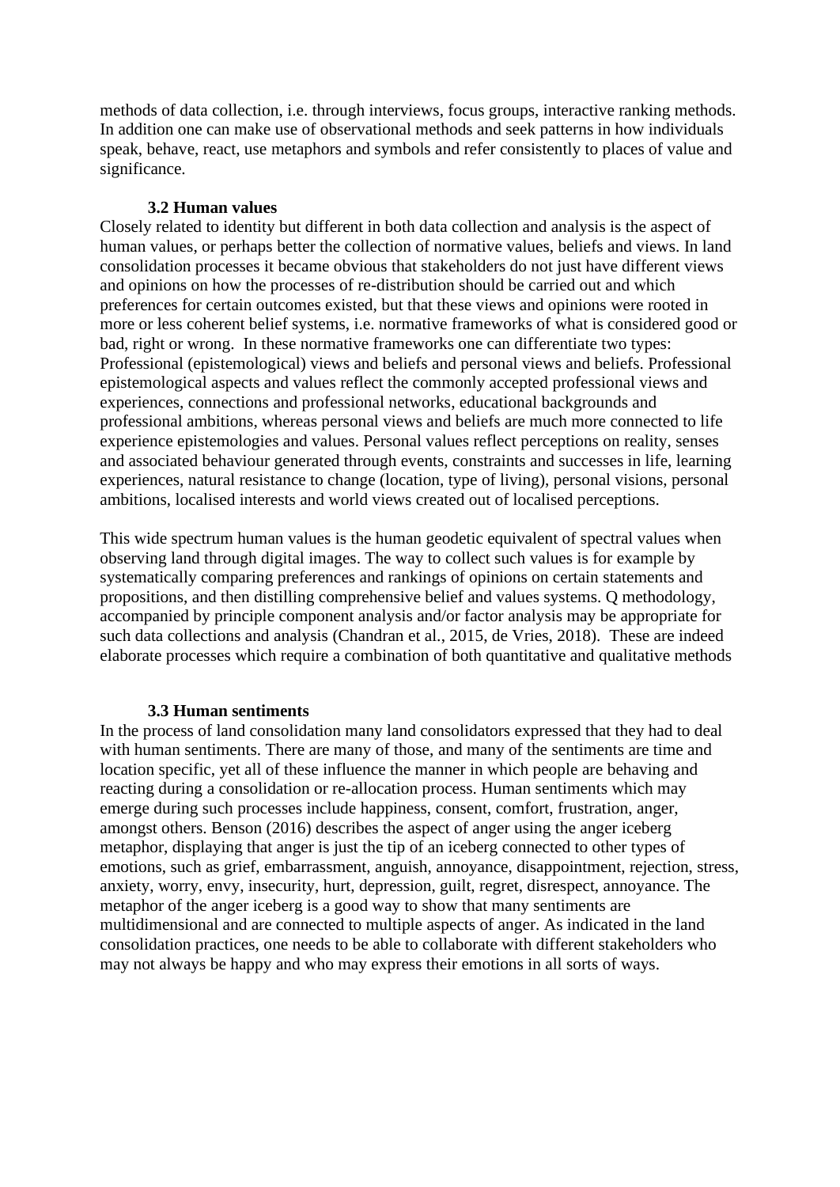methods of data collection, i.e. through interviews, focus groups, interactive ranking methods. In addition one can make use of observational methods and seek patterns in how individuals speak, behave, react, use metaphors and symbols and refer consistently to places of value and significance.

### 3.2 Human values

Closely related to identity but different in both data collection and analysis is the aspect of human values, or perhaps better the collection of normative values, beliefs and views. In land consolidation processes it became obvious that stakeholders do not just have different views and opinions on how the processes of re-distribution should be carried out and which preferences for certain outcomes existed, but that these views and opinions were rooted in more or less coherent belief systems, i.e. normative frameworks of what is considered good or bad, right or wrong. In these normative frameworks one can differentiate two types: Professional (epistemological) views and beliefs and personal views and beliefs. Professional epistemological aspects and values reflect the commonly accepted professional views and experiences, connections and professional networks, educational backgrounds and professional ambitions, whereas personal views and beliefs are much more connected to life experience epistemologies and values. Personal values reflect perceptions on reality, senses and associated behaviour generated through events, constraints and successes in life, learning experiences, natural resistance to change (location, type of living), personal visions, personal ambitions, localised interests and world views created out of localised perceptions.

This wide spectrum human values is the human geodetic equivalent of spectral values when observing land through digital images. The way to collect such values is for example by systematically comparing preferences and rankings of opinions on certain statements and propositions, and then distilling comprehensive belief and values systems. Q methodology, accompanied by principle component analysis and/or factor analysis may be appropriate for such data collections and analysis (Chandran et al., 2015, de Vries, 2018). These are indeed elaborate processes which require a combination of both quantitative and qualitative methods

### 3.3 Human sentiments

In the process of land consolidation many land consolidators expressed that they had to deal with human sentiments. There are many of those, and many of the sentiments are time and location specific, yet all of these influence the manner in which people are behaving and reacting during a consolidation or re-allocation process. Human sentiments which may emerge during such processes include happiness, consent, comfort, frustration, anger, amongst others. Benson (2016) describes the aspect of anger using the anger iceberg metaphor, displaying that anger is just the tip of an iceberg connected to other types of emotions, such as grief, embarrassment, anguish, annoyance, disappointment, rejection, stress, anxiety, worry, envy, insecurity, hurt, depression, guilt, regret, disrespect, annoyance. The metaphor of the anger iceberg is a good way to show that many sentiments are multidimensional and are connected to multiple aspects of anger. As indicated in the land consolidation practices, one needs to be able to collaborate with different stakeholders who may not always be happy and who may express their emotions in all sorts of ways.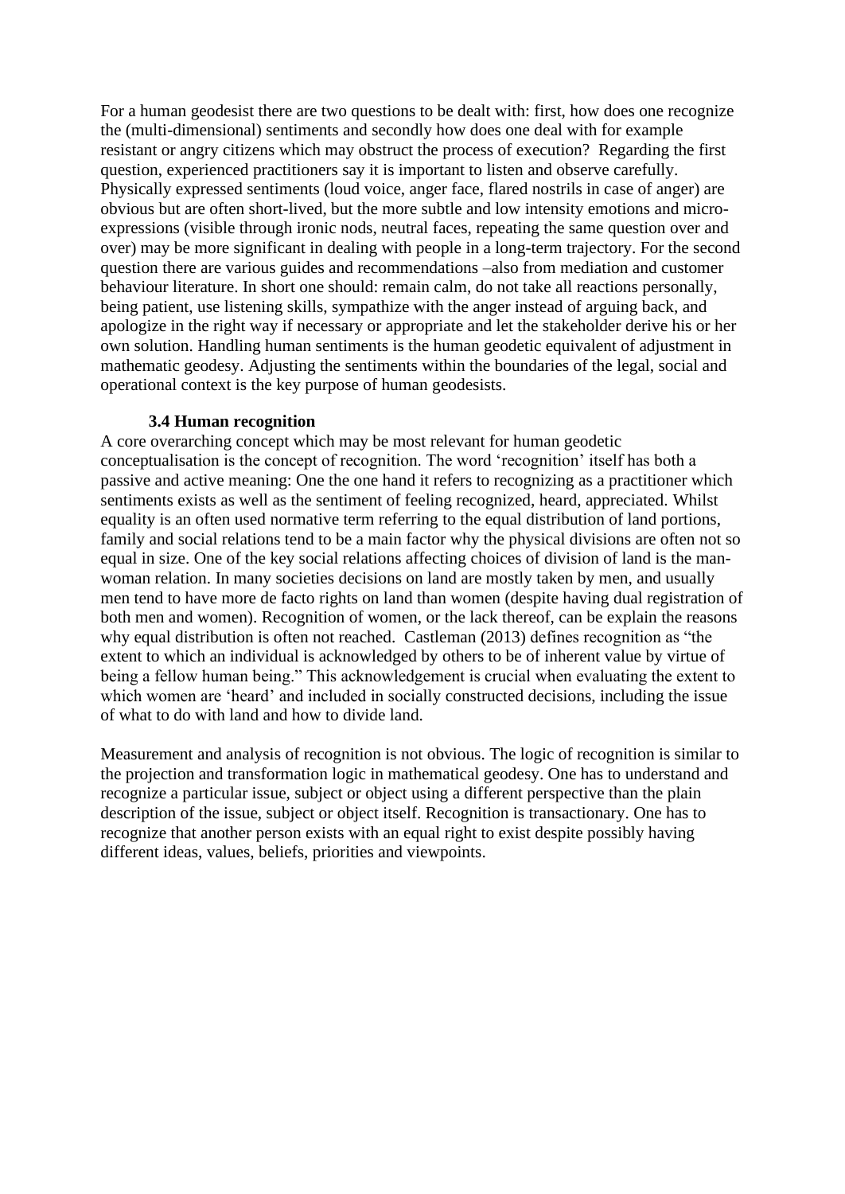For a human geodesist there are two questions to be dealt with: first, how does one recognize the (multi-dimensional) sentiments and secondly how does one deal with for example resistant or angry citizens which may obstruct the process of execution? Regarding the first question, experienced practitioners say it is important to listen and observe carefully. Physically expressed sentiments (loud voice, anger face, flared nostrils in case of anger) are obvious but are often short-lived, but the more subtle and low intensity emotions and micro-expressions (visible through ironic nods, neutral faces, repeating the same question over and over) may be more significant in dealing with people in a long-term trajectory. For the second question there are various guides and recommendations –also from mediation and customer behaviour literature. In short one should: remain calm, do not take all reactions personally, being patient, use listening skills, sympathize with the anger instead of arguing back, and apologize in the right way if necessary or appropriate and let the stakeholder derive his or her own solution. Handling human sentiments is the human geodetic equivalent of adjustment in mathematic geodesy. Adjusting the sentiments within the boundaries of the legal, social and operational context is the key purpose of human geodesists.

### 3.4 Human recognition

A core overarching concept which may be most relevant for human geodetic conceptualisation is the concept of recognition. The word 'recognition' itself has both a passive and active meaning: One the one hand it refers to recognizing as a practitioner which sentiments exists as well as the sentiment of feeling recognized, heard, appreciated. Whilst equality is an often used normative term referring to the equal distribution of land portions, family and social relations tend to be a main factor why the physical divisions are often not so equal in size. One of the key social relations affecting choices of division of land is the man-woman relation. In many societies decisions on land are mostly taken by men, and usually men tend to have more de facto rights on land than women (despite having dual registration of both men and women). Recognition of women, or the lack thereof, can be explain the reasons why equal distribution is often not reached. Castleman (2013) defines recognition as "the extent to which an individual is acknowledged by others to be of inherent value by virtue of being a fellow human being." This acknowledgement is crucial when evaluating the extent to which women are 'heard' and included in socially constructed decisions, including the issue of what to do with land and how to divide land.

Measurement and analysis of recognition is not obvious. The logic of recognition is similar to the projection and transformation logic in mathematical geodesy. One has to understand and recognize a particular issue, subject or object using a different perspective than the plain description of the issue, subject or object itself. Recognition is transactionary. One has to recognize that another person exists with an equal right to exist despite possibly having different ideas, values, beliefs, priorities and viewpoints.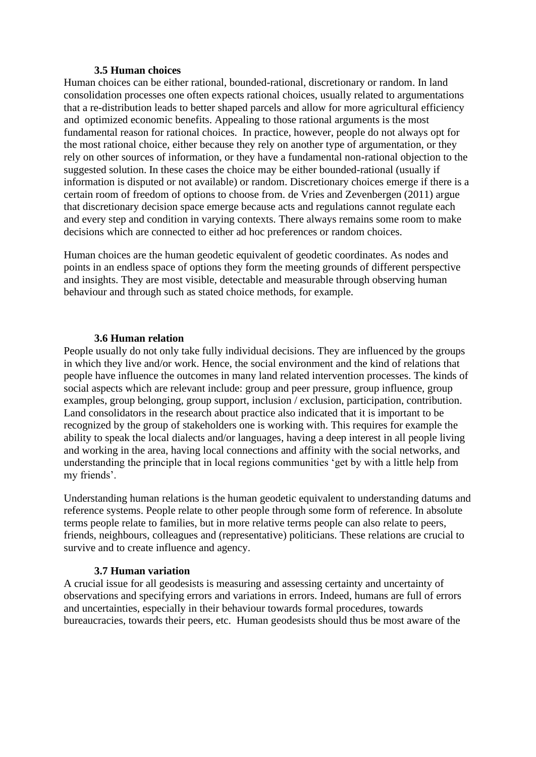### 3.5 Human choices

Human choices can be either rational, bounded-rational, discretionary or random. In land consolidation processes one often expects rational choices, usually related to argumentations that a re-distribution leads to better shaped parcels and allow for more agricultural efficiency and optimized economic benefits. Appealing to those rational arguments is the most fundamental reason for rational choices. In practice, however, people do not always opt for the most rational choice, either because they rely on another type of argumentation, or they rely on other sources of information, or they have a fundamental non-rational objection to the suggested solution. In these cases the choice may be either bounded-rational (usually if information is disputed or not available) or random. Discretionary choices emerge if there is a certain room of freedom of options to choose from. de Vries and Zevenbergen (2011) argue that discretionary decision space emerge because acts and regulations cannot regulate each and every step and condition in varying contexts. There always remains some room to make decisions which are connected to either ad hoc preferences or random choices.

Human choices are the human geodetic equivalent of geodetic coordinates. As nodes and points in an endless space of options they form the meeting grounds of different perspective and insights. They are most visible, detectable and measurable through observing human behaviour and through such as stated choice methods, for example.

### 3.6 Human relation

People usually do not only take fully individual decisions. They are influenced by the groups in which they live and/or work. Hence, the social environment and the kind of relations that people have influence the outcomes in many land related intervention processes. The kinds of social aspects which are relevant include: group and peer pressure, group influence, group examples, group belonging, group support, inclusion / exclusion, participation, contribution. Land consolidators in the research about practice also indicated that it is important to be recognized by the group of stakeholders one is working with. This requires for example the ability to speak the local dialects and/or languages, having a deep interest in all people living and working in the area, having local connections and affinity with the social networks, and understanding the principle that in local regions communities 'get by with a little help from my friends'.

Understanding human relations is the human geodetic equivalent to understanding datums and reference systems. People relate to other people through some form of reference. In absolute terms people relate to families, but in more relative terms people can also relate to peers, friends, neighbours, colleagues and (representative) politicians. These relations are crucial to survive and to create influence and agency.

### 3.7 Human variation

A crucial issue for all geodesists is measuring and assessing certainty and uncertainty of observations and specifying errors and variations in errors. Indeed, humans are full of errors and uncertainties, especially in their behaviour towards formal procedures, towards bureaucracies, towards their peers, etc. Human geodesists should thus be most aware of the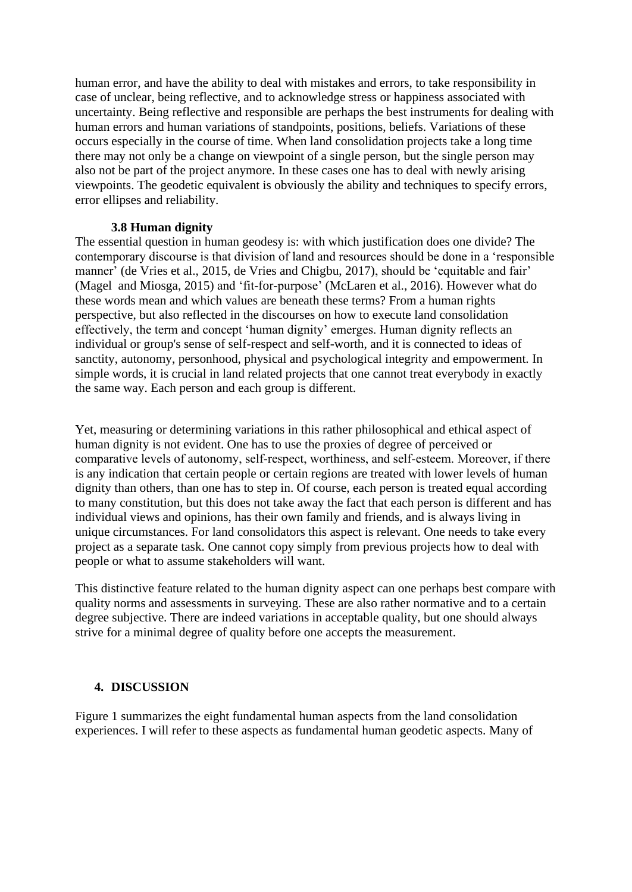human error, and have the ability to deal with mistakes and errors, to take responsibility in case of unclear, being reflective, and to acknowledge stress or happiness associated with uncertainty. Being reflective and responsible are perhaps the best instruments for dealing with human errors and human variations of standpoints, positions, beliefs. Variations of these occurs especially in the course of time. When land consolidation projects take a long time there may not only be a change on viewpoint of a single person, but the single person may also not be part of the project anymore. In these cases one has to deal with newly arising viewpoints. The geodetic equivalent is obviously the ability and techniques to specify errors, error ellipses and reliability.

### 3.8 Human dignity

The essential question in human geodesy is: with which justification does one divide? The contemporary discourse is that division of land and resources should be done in a 'responsible manner' (de Vries et al., 2015, de Vries and Chigbu, 2017), should be 'equitable and fair' (Magel and Miosga, 2015) and 'fit-for-purpose' (McLaren et al., 2016). However what do these words mean and which values are beneath these terms? From a human rights perspective, but also reflected in the discourses on how to execute land consolidation effectively, the term and concept 'human dignity' emerges. Human dignity reflects an individual or group's sense of self-respect and self-worth, and it is connected to ideas of sanctity, autonomy, personhood, physical and psychological integrity and empowerment. In simple words, it is crucial in land related projects that one cannot treat everybody in exactly the same way. Each person and each group is different.

Yet, measuring or determining variations in this rather philosophical and ethical aspect of human dignity is not evident. One has to use the proxies of degree of perceived or comparative levels of autonomy, self-respect, worthiness, and self-esteem. Moreover, if there is any indication that certain people or certain regions are treated with lower levels of human dignity than others, than one has to step in. Of course, each person is treated equal according to many constitution, but this does not take away the fact that each person is different and has individual views and opinions, has their own family and friends, and is always living in unique circumstances. For land consolidators this aspect is relevant. One needs to take every project as a separate task. One cannot copy simply from previous projects how to deal with people or what to assume stakeholders will want.

This distinctive feature related to the human dignity aspect can one perhaps best compare with quality norms and assessments in surveying. These are also rather normative and to a certain degree subjective. There are indeed variations in acceptable quality, but one should always strive for a minimal degree of quality before one accepts the measurement.

## 4. DISCUSSION

Figure 1 summarizes the eight fundamental human aspects from the land consolidation experiences. I will refer to these aspects as fundamental human geodetic aspects. Many of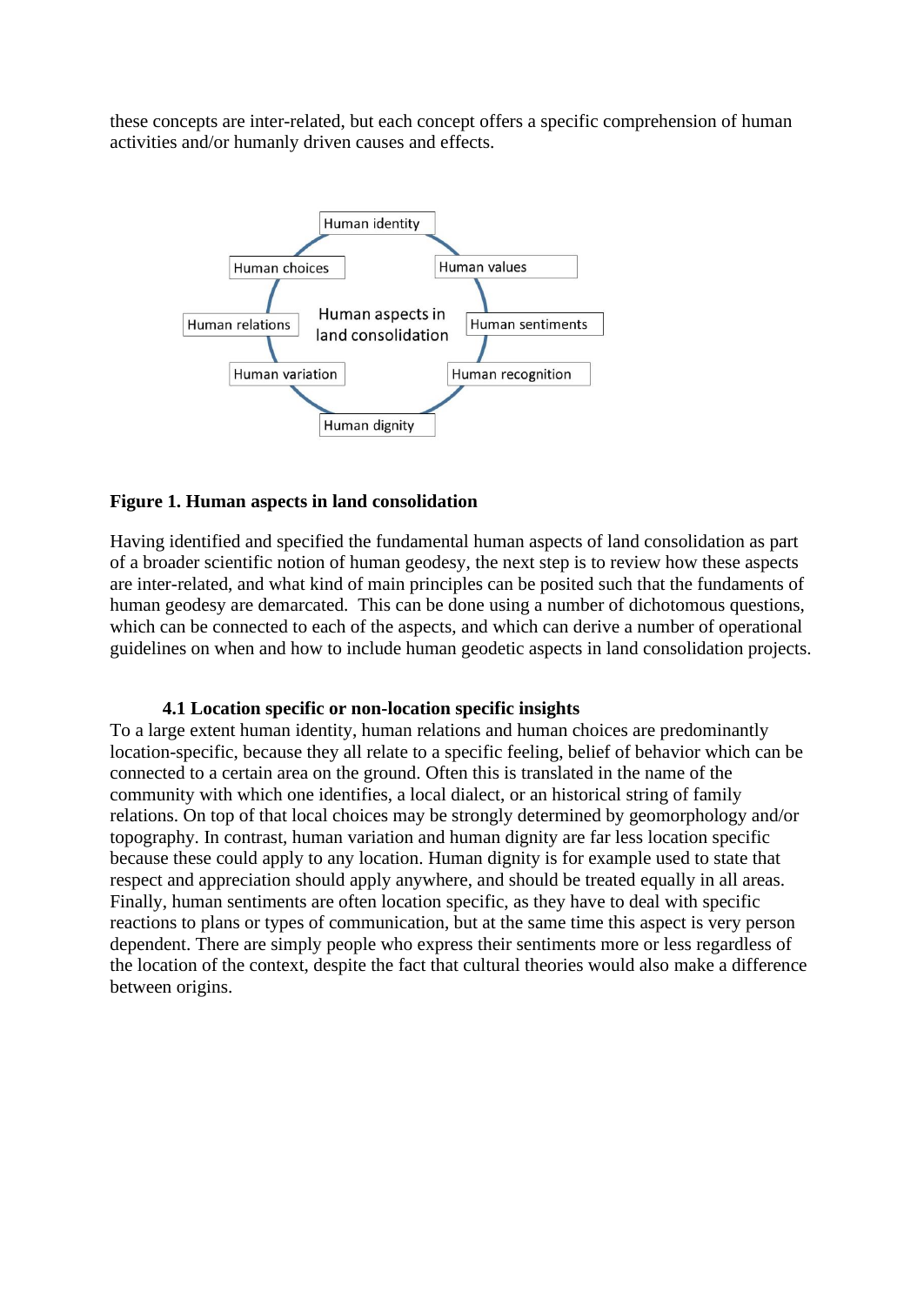these concepts are inter-related, but each concept offers a specific comprehension of human activities and/or humanly driven causes and effects.

**Figure 1. Human aspects in land consolidation**

Having identified and specified the fundamental human aspects of land consolidation as part of a broader scientific notion of human geodesy, the next step is to review how these aspects are inter-related, and what kind of main principles can be posited such that the fundaments of human geodesy are demarcated. This can be done using a number of dichotomous questions, which can be connected to each of the aspects, and which can derive a number of operational guidelines on when and how to include human geodetic aspects in land consolidation projects.

### 4.1 Location specific or non-location specific insights

To a large extent human identity, human relations and human choices are predominantly location-specific, because they all relate to a specific feeling, belief of behavior which can be connected to a certain area on the ground. Often this is translated in the name of the community with which one identifies, a local dialect, or an historical string of family relations. On top of that local choices may be strongly determined by geomorphology and/or topography. In contrast, human variation and human dignity are far less location specific because these could apply to any location. Human dignity is for example used to state that respect and appreciation should apply anywhere, and should be treated equally in all areas. Finally, human sentiments are often location specific, as they have to deal with specific reactions to plans or types of communication, but at the same time this aspect is very person dependent. There are simply people who express their sentiments more or less regardless of the location of the context, despite the fact that cultural theories would also make a difference between origins.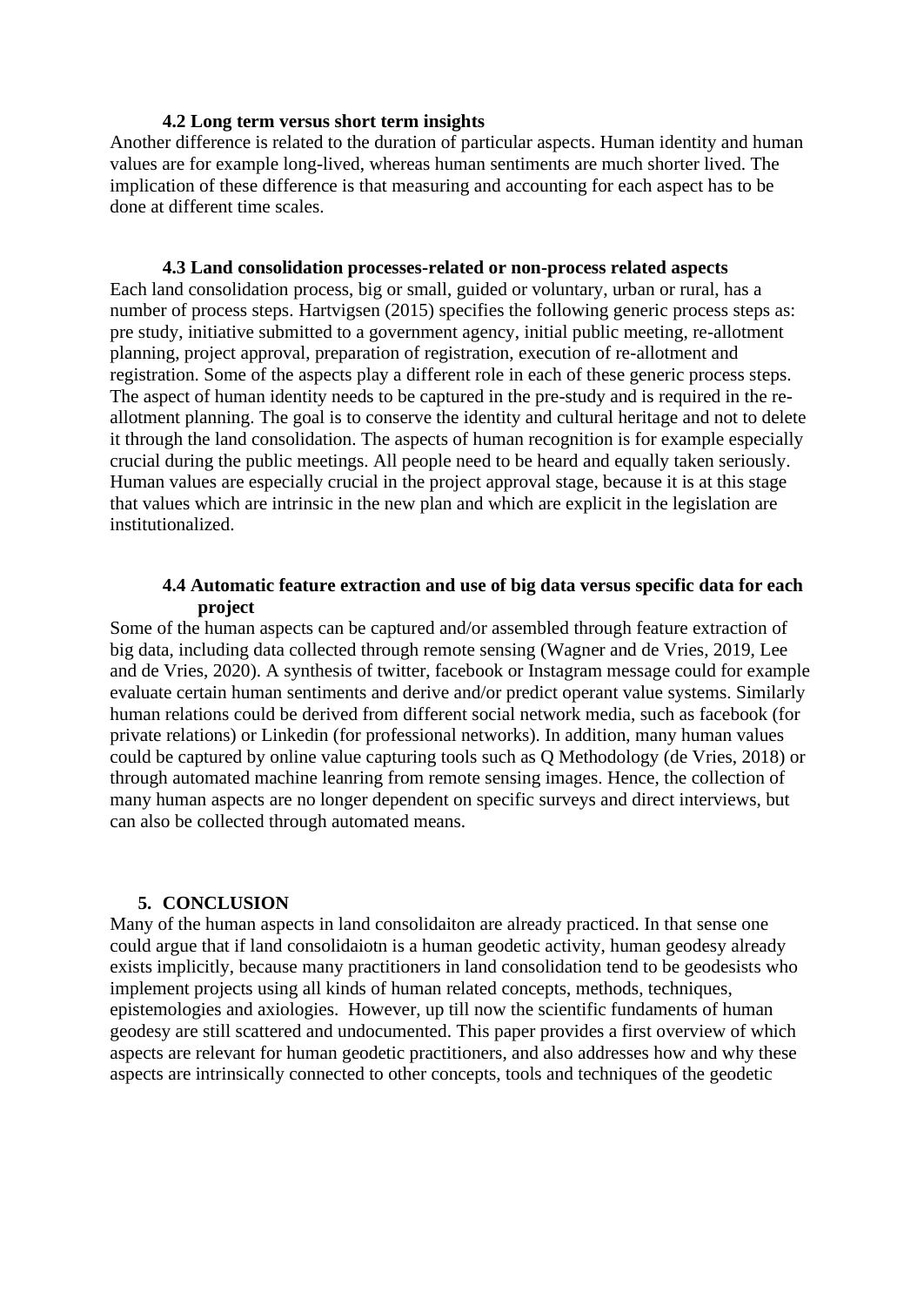### 4.2 Long term versus short term insights

Another difference is related to the duration of particular aspects. Human identity and human values are for example long-lived, whereas human sentiments are much shorter lived. The implication of these difference is that measuring and accounting for each aspect has to be done at different time scales.

### 4.3 Land consolidation processes-related or non-process related aspects

Each land consolidation process, big or small, guided or voluntary, urban or rural, has a number of process steps. Hartvigsen (2015) specifies the following generic process steps as: pre study, initiative submitted to a government agency, initial public meeting, re-allotment planning, project approval, preparation of registration, execution of re-allotment and registration. Some of the aspects play a different role in each of these generic process steps. The aspect of human identity needs to be captured in the pre-study and is required in the re-allotment planning. The goal is to conserve the identity and cultural heritage and not to delete it through the land consolidation. The aspects of human recognition is for example especially crucial during the public meetings. All people need to be heard and equally taken seriously. Human values are especially crucial in the project approval stage, because it is at this stage that values which are intrinsic in the new plan and which are explicit in the legislation are institutionalized.

### 4.4 Automatic feature extraction and use of big data versus specific data for each project

Some of the human aspects can be captured and/or assembled through feature extraction of big data, including data collected through remote sensing (Wagner and de Vries, 2019, Lee and de Vries, 2020). A synthesis of twitter, facebook or Instagram message could for example evaluate certain human sentiments and derive and/or predict operant value systems. Similarly human relations could be derived from different social network media, such as facebook (for private relations) or Linkedin (for professional networks). In addition, many human values could be captured by online value capturing tools such as Q Methodology (de Vries, 2018) or through automated machine leanring from remote sensing images. Hence, the collection of many human aspects are no longer dependent on specific surveys and direct interviews, but can also be collected through automated means.

## 5. CONCLUSION

Many of the human aspects in land consolidaiton are already practiced. In that sense one could argue that if land consolidaiotn is a human geodetic activity, human geodesy already exists implicitly, because many practitioners in land consolidation tend to be geodesists who implement projects using all kinds of human related concepts, methods, techniques, epistemologies and axiologies. However, up till now the scientific fundaments of human geodesy are still scattered and undocumented. This paper provides a first overview of which aspects are relevant for human geodetic practitioners, and also addresses how and why these aspects are intrinsically connected to other concepts, tools and techniques of the geodetic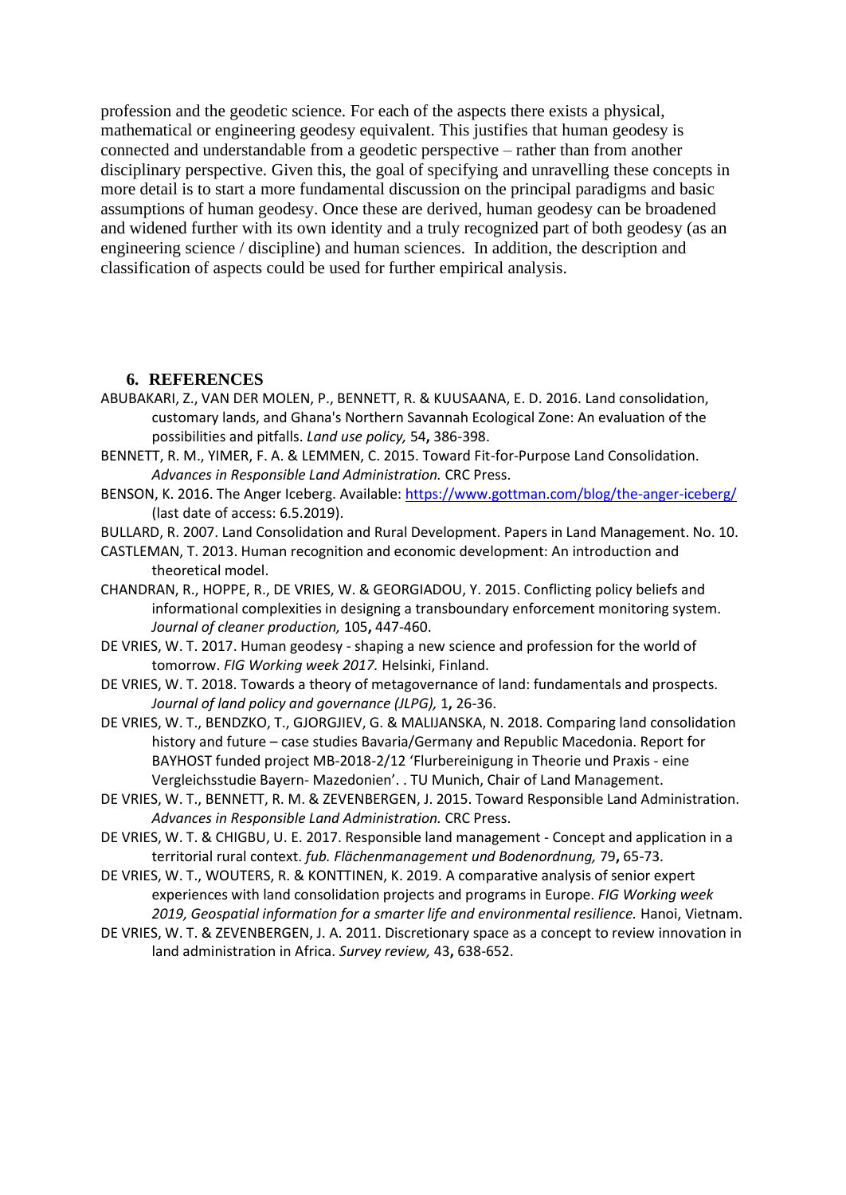profession and the geodetic science. For each of the aspects there exists a physical, mathematical or engineering geodesy equivalent. This justifies that human geodesy is connected and understandable from a geodetic perspective – rather than from another disciplinary perspective. Given this, the goal of specifying and unravelling these concepts in more detail is to start a more fundamental discussion on the principal paradigms and basic assumptions of human geodesy. Once these are derived, human geodesy can be broadened and widened further with its own identity and a truly recognized part of both geodesy (as an engineering science / discipline) and human sciences. In addition, the description and classification of aspects could be used for further empirical analysis.

## 6. REFERENCES

ABUBAKARI, Z., VAN DER MOLEN, P., BENNETT, R. & KUUSAANA, E. D. 2016. Land consolidation, customary lands, and Ghana's Northern Savannah Ecological Zone: An evaluation of the possibilities and pitfalls. *Land use policy,* 54**,** 386-398.

BENNETT, R. M., YIMER, F. A. & LEMMEN, C. 2015. Toward Fit-for-Purpose Land Consolidation. *Advances in Responsible Land Administration.* CRC Press.

BENSON, K. 2016. The Anger Iceberg. Available: https://www.gottman.com/blog/the-anger-iceberg/ (last date of access: 6.5.2019).

BULLARD, R. 2007. Land Consolidation and Rural Development. Papers in Land Management. No. 10.

CASTLEMAN, T. 2013. Human recognition and economic development: An introduction and theoretical model.

CHANDRAN, R., HOPPE, R., DE VRIES, W. & GEORGIADOU, Y. 2015. Conflicting policy beliefs and informational complexities in designing a transboundary enforcement monitoring system. *Journal of cleaner production,* 105**,** 447-460.

DE VRIES, W. T. 2017. Human geodesy - shaping a new science and profession for the world of tomorrow. *FIG Working week 2017.* Helsinki, Finland.

DE VRIES, W. T. 2018. Towards a theory of metagovernance of land: fundamentals and prospects. *Journal of land policy and governance (JLPG),* 1**,** 26-36.

DE VRIES, W. T., BENDZKO, T., GJORGJIEV, G. & MALIJANSKA, N. 2018. Comparing land consolidation history and future – case studies Bavaria/Germany and Republic Macedonia. Report for BAYHOST funded project MB-2018-2/12 'Flurbereinigung in Theorie und Praxis - eine Vergleichsstudie Bayern- Mazedonien'. . TU Munich, Chair of Land Management.

DE VRIES, W. T., BENNETT, R. M. & ZEVENBERGEN, J. 2015. Toward Responsible Land Administration. *Advances in Responsible Land Administration.* CRC Press.

DE VRIES, W. T. & CHIGBU, U. E. 2017. Responsible land management - Concept and application in a territorial rural context. *fub. Flächenmanagement und Bodenordnung,* 79**,** 65-73.

DE VRIES, W. T., WOUTERS, R. & KONTTINEN, K. 2019. A comparative analysis of senior expert experiences with land consolidation projects and programs in Europe. *FIG Working week 2019, Geospatial information for a smarter life and environmental resilience.* Hanoi, Vietnam.

DE VRIES, W. T. & ZEVENBERGEN, J. A. 2011. Discretionary space as a concept to review innovation in land administration in Africa. *Survey review,* 43**,** 638-652.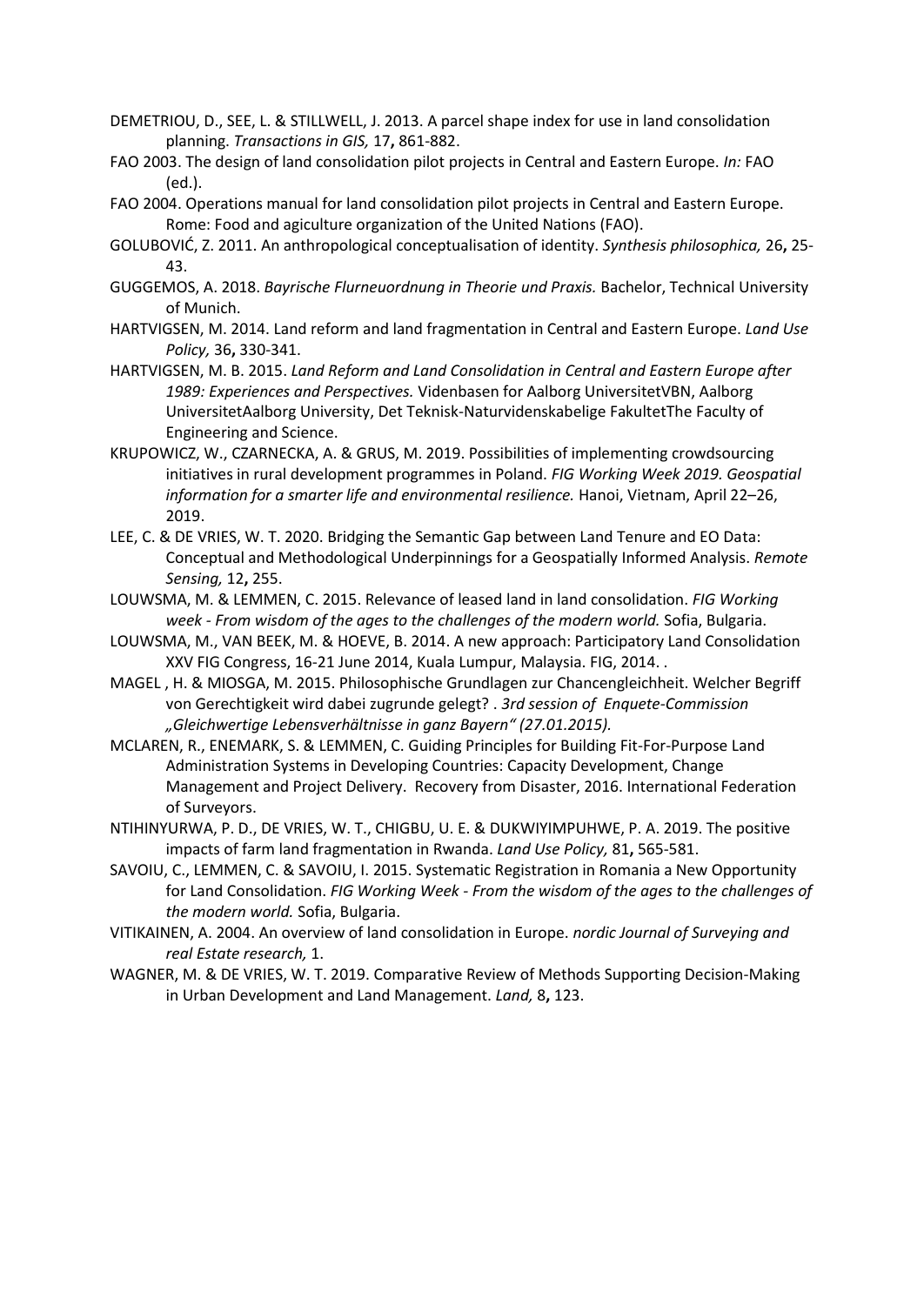DEMETRIOU, D., SEE, L. & STILLWELL, J. 2013. A parcel shape index for use in land consolidation planning. *Transactions in GIS,* 17**,** 861-882.

FAO 2003. The design of land consolidation pilot projects in Central and Eastern Europe. *In:* FAO (ed.).

FAO 2004. Operations manual for land consolidation pilot projects in Central and Eastern Europe. Rome: Food and agiculture organization of the United Nations (FAO).

GOLUBOVIĆ, Z. 2011. An anthropological conceptualisation of identity. *Synthesis philosophica,* 26**,** 25-43.

GUGGEMOS, A. 2018. *Bayrische Flurneuordnung in Theorie und Praxis.* Bachelor, Technical University of Munich.

HARTVIGSEN, M. 2014. Land reform and land fragmentation in Central and Eastern Europe. *Land Use Policy,* 36**,** 330-341.

HARTVIGSEN, M. B. 2015. *Land Reform and Land Consolidation in Central and Eastern Europe after 1989: Experiences and Perspectives.* Videnbasen for Aalborg UniversitetVBN, Aalborg UniversitetAalborg University, Det Teknisk-Naturvidenskabelige FakultetThe Faculty of Engineering and Science.

KRUPOWICZ, W., CZARNECKA, A. & GRUS, M. 2019. Possibilities of implementing crowdsourcing initiatives in rural development programmes in Poland. *FIG Working Week 2019. Geospatial information for a smarter life and environmental resilience.* Hanoi, Vietnam, April 22–26, 2019.

LEE, C. & DE VRIES, W. T. 2020. Bridging the Semantic Gap between Land Tenure and EO Data: Conceptual and Methodological Underpinnings for a Geospatially Informed Analysis. *Remote Sensing,* 12**,** 255.

LOUWSMA, M. & LEMMEN, C. 2015. Relevance of leased land in land consolidation. *FIG Working week - From wisdom of the ages to the challenges of the modern world.* Sofia, Bulgaria.

LOUWSMA, M., VAN BEEK, M. & HOEVE, B. 2014. A new approach: Participatory Land Consolidation XXV FIG Congress, 16-21 June 2014, Kuala Lumpur, Malaysia. FIG, 2014. .

MAGEL , H. & MIOSGA, M. 2015. Philosophische Grundlagen zur Chancengleichheit. Welcher Begriff von Gerechtigkeit wird dabei zugrunde gelegt? . *3rd session of Enquete-Commission „Gleichwertige Lebensverhältnisse in ganz Bayern" (27.01.2015).*

MCLAREN, R., ENEMARK, S. & LEMMEN, C. Guiding Principles for Building Fit-For-Purpose Land Administration Systems in Developing Countries: Capacity Development, Change Management and Project Delivery. Recovery from Disaster, 2016. International Federation of Surveyors.

NTIHINYURWA, P. D., DE VRIES, W. T., CHIGBU, U. E. & DUKWIYIMPUHWE, P. A. 2019. The positive impacts of farm land fragmentation in Rwanda. *Land Use Policy,* 81**,** 565-581.

SAVOIU, C., LEMMEN, C. & SAVOIU, I. 2015. Systematic Registration in Romania a New Opportunity for Land Consolidation. *FIG Working Week - From the wisdom of the ages to the challenges of the modern world.* Sofia, Bulgaria.

VITIKAINEN, A. 2004. An overview of land consolidation in Europe. *nordic Journal of Surveying and real Estate research,* 1.

WAGNER, M. & DE VRIES, W. T. 2019. Comparative Review of Methods Supporting Decision-Making in Urban Development and Land Management. *Land,* 8**,** 123.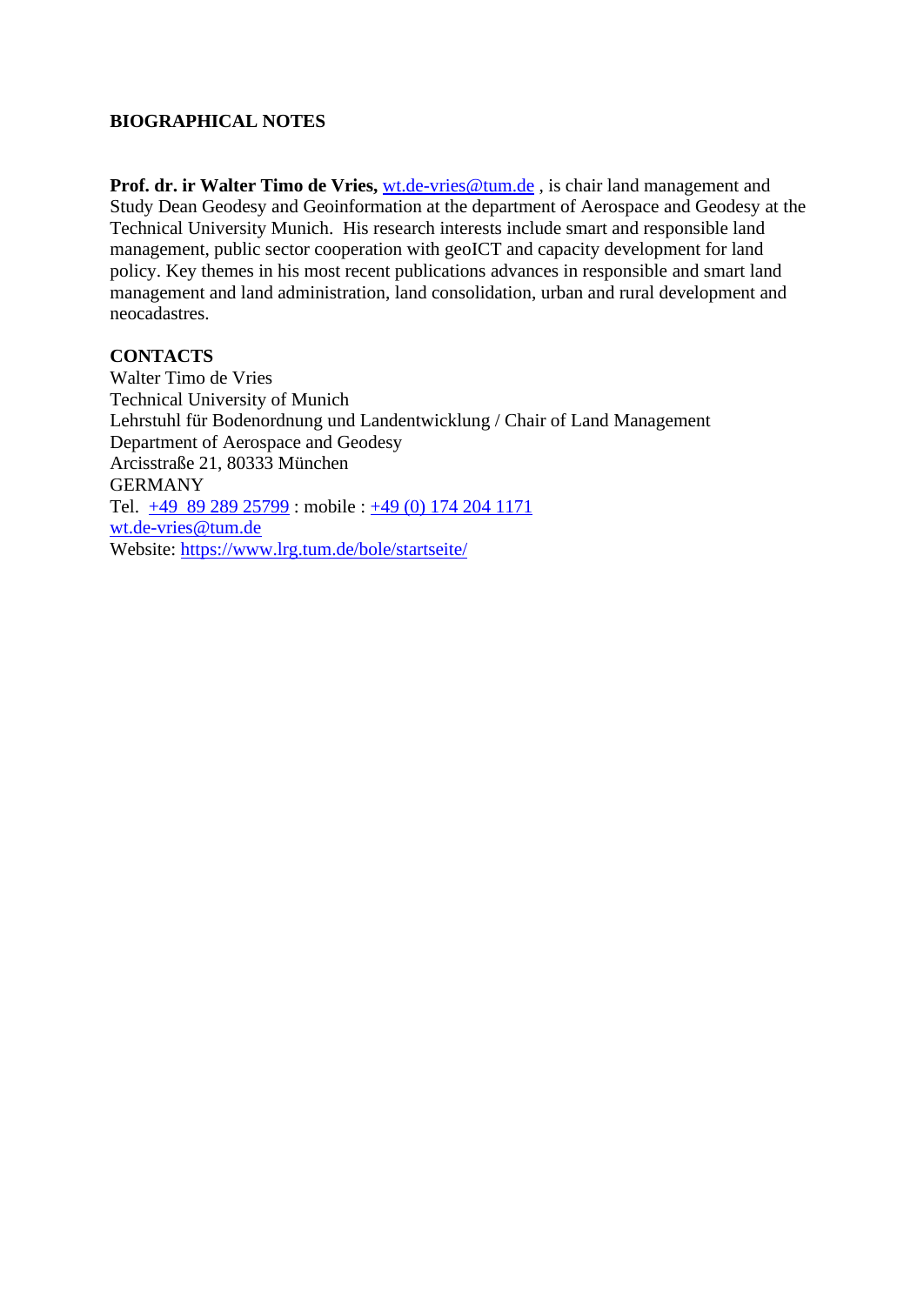## BIOGRAPHICAL NOTES

**Prof. dr. ir Walter Timo de Vries,** wt.de-vries@tum.de , is chair land management and Study Dean Geodesy and Geoinformation at the department of Aerospace and Geodesy at the Technical University Munich. His research interests include smart and responsible land management, public sector cooperation with geoICT and capacity development for land policy. Key themes in his most recent publications advances in responsible and smart land management and land administration, land consolidation, urban and rural development and neocadastres.

## CONTACTS

Walter Timo de Vries
Technical University of Munich
Lehrstuhl für Bodenordnung und Landentwicklung / Chair of Land Management
Department of Aerospace and Geodesy
Arcisstraße 21, 80333 München
GERMANY
Tel. +49 89 289 25799 : mobile : +49 (0) 174 204 1171
wt.de-vries@tum.de
Website: https://www.lrg.tum.de/bole/startseite/